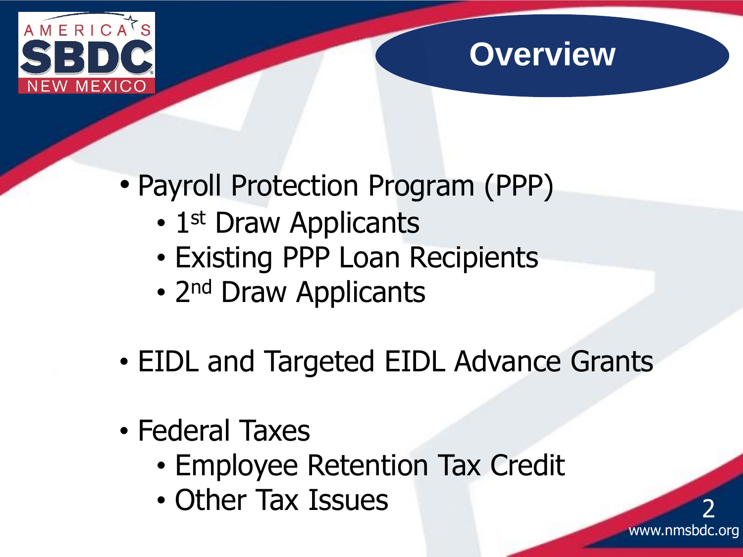# Overview

- Payroll Protection Program (PPP)
  - 1st Draw Applicants
  - Existing PPP Loan Recipients
  - 2nd Draw Applicants
- EIDL and Targeted EIDL Advance Grants
- Federal Taxes
  - Employee Retention Tax Credit
  - Other Tax Issues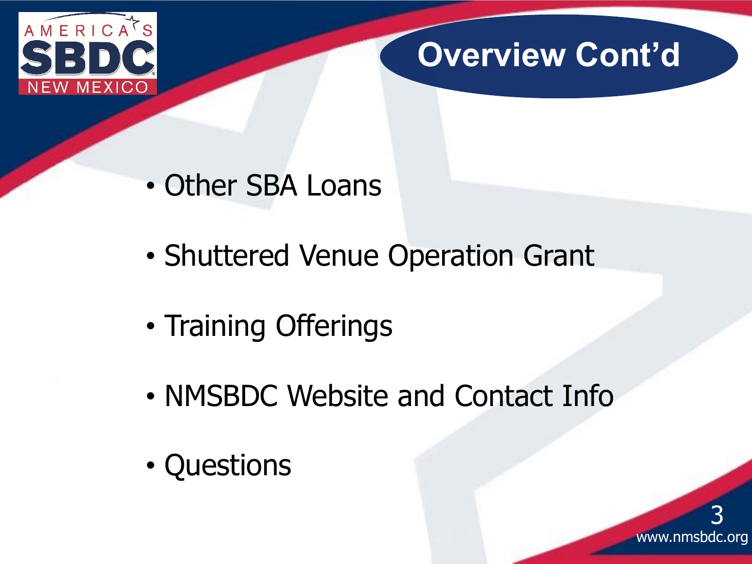# Overview Cont'd

- Other SBA Loans
- Shuttered Venue Operation Grant
- Training Offerings
- NMSBDC Website and Contact Info
- Questions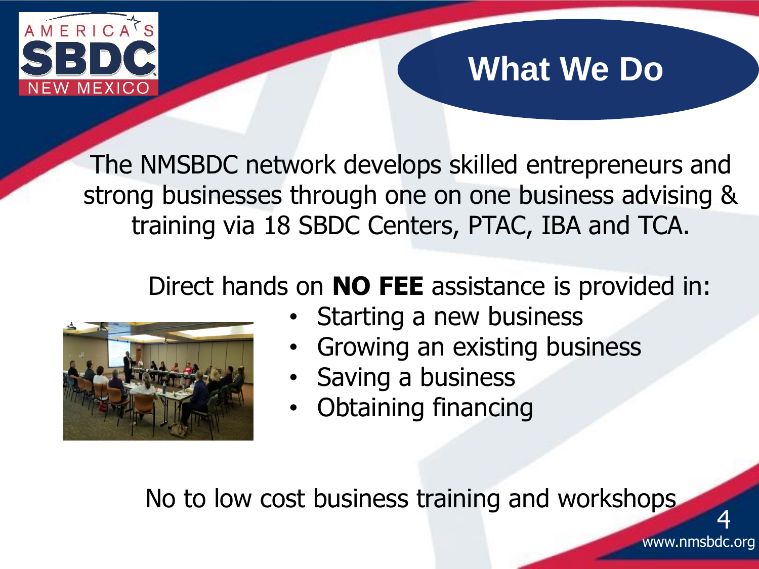# What We Do

The NMSBDC network develops skilled entrepreneurs and strong businesses through one on one business advising & training via 18 SBDC Centers, PTAC, IBA and TCA.

Direct hands on **NO FEE** assistance is provided in:

- Starting a new business
- Growing an existing business
- Saving a business
- Obtaining financing

No to low cost business training and workshops

www.nmsbdc.org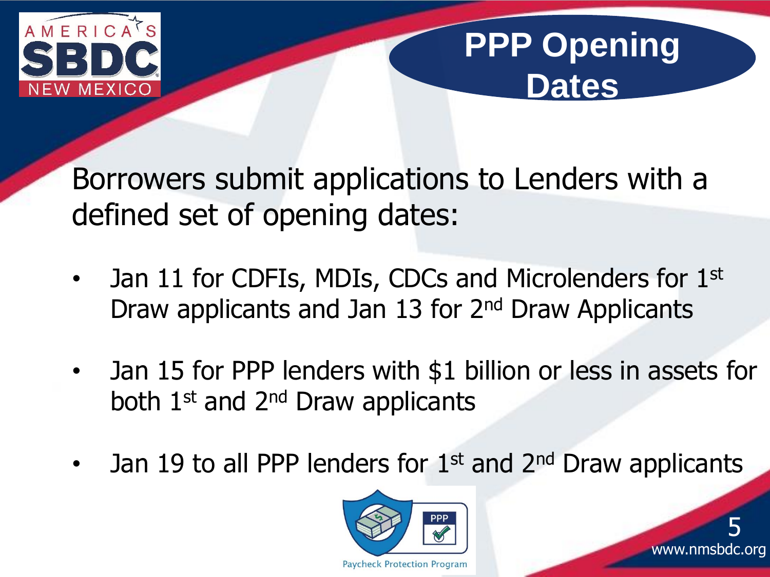# PPP Opening Dates

Borrowers submit applications to Lenders with a defined set of opening dates:

- Jan 11 for CDFIs, MDIs, CDCs and Microlenders for 1st Draw applicants and Jan 13 for 2nd Draw Applicants
- Jan 15 for PPP lenders with $1 billion or less in assets for both 1st and 2nd Draw applicants
- Jan 19 to all PPP lenders for 1st and 2nd Draw applicants

Paycheck Protection Program

www.nmsbdc.org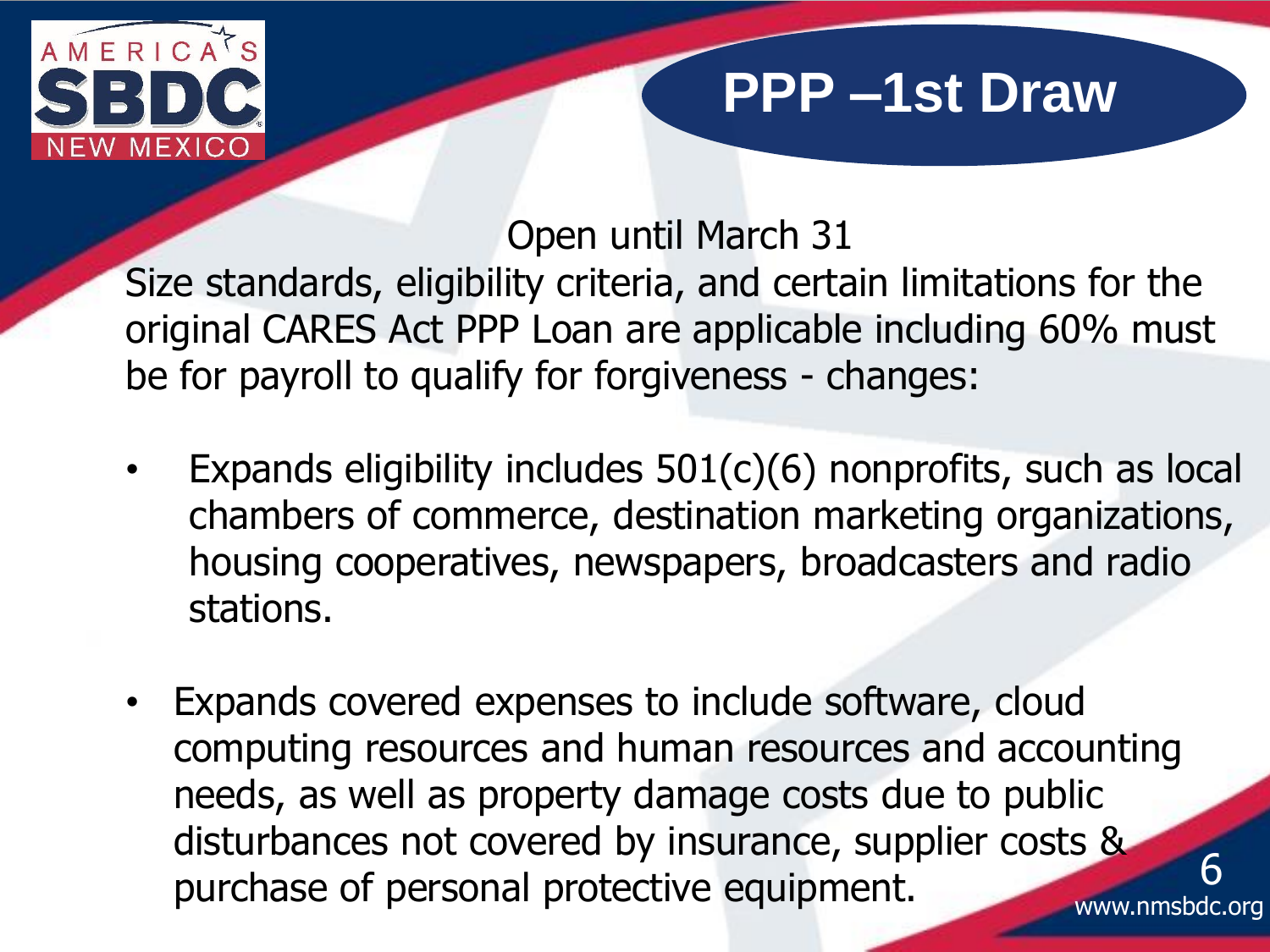# PPP –1st Draw

Open until March 31

Size standards, eligibility criteria, and certain limitations for the original CARES Act PPP Loan are applicable including 60% must be for payroll to qualify for forgiveness - changes:

- Expands eligibility includes 501(c)(6) nonprofits, such as local chambers of commerce, destination marketing organizations, housing cooperatives, newspapers, broadcasters and radio stations.
- Expands covered expenses to include software, cloud computing resources and human resources and accounting needs, as well as property damage costs due to public disturbances not covered by insurance, supplier costs & purchase of personal protective equipment.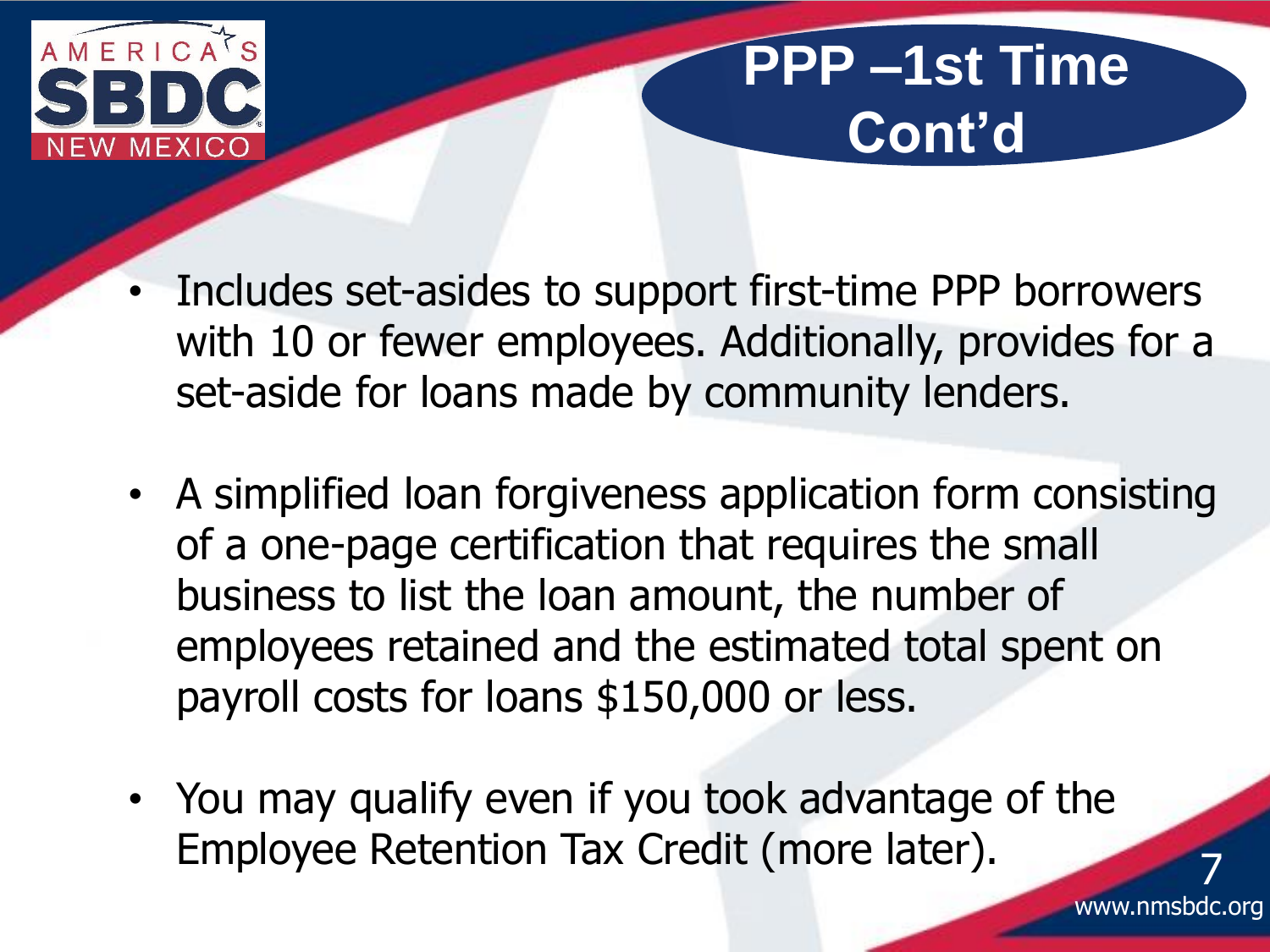# PPP –1st Time Cont'd

- Includes set-asides to support first-time PPP borrowers with 10 or fewer employees. Additionally, provides for a set-aside for loans made by community lenders.
- A simplified loan forgiveness application form consisting of a one-page certification that requires the small business to list the loan amount, the number of employees retained and the estimated total spent on payroll costs for loans $150,000 or less.
- You may qualify even if you took advantage of the Employee Retention Tax Credit (more later).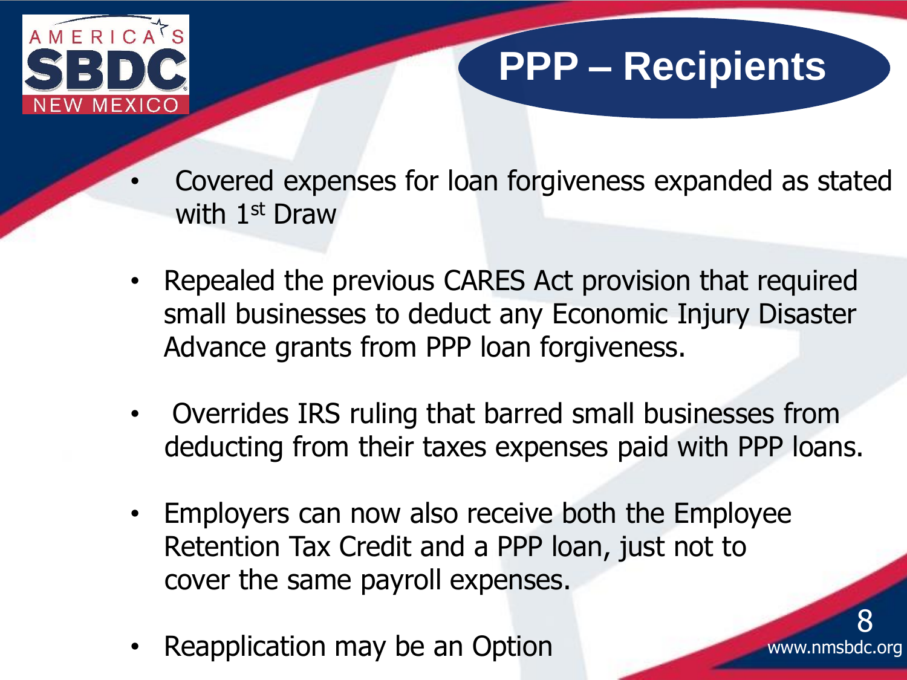# PPP – Recipients

- Covered expenses for loan forgiveness expanded as stated with 1st Draw
- Repealed the previous CARES Act provision that required small businesses to deduct any Economic Injury Disaster Advance grants from PPP loan forgiveness.
- Overrides IRS ruling that barred small businesses from deducting from their taxes expenses paid with PPP loans.
- Employers can now also receive both the Employee Retention Tax Credit and a PPP loan, just not to cover the same payroll expenses.
- Reapplication may be an Option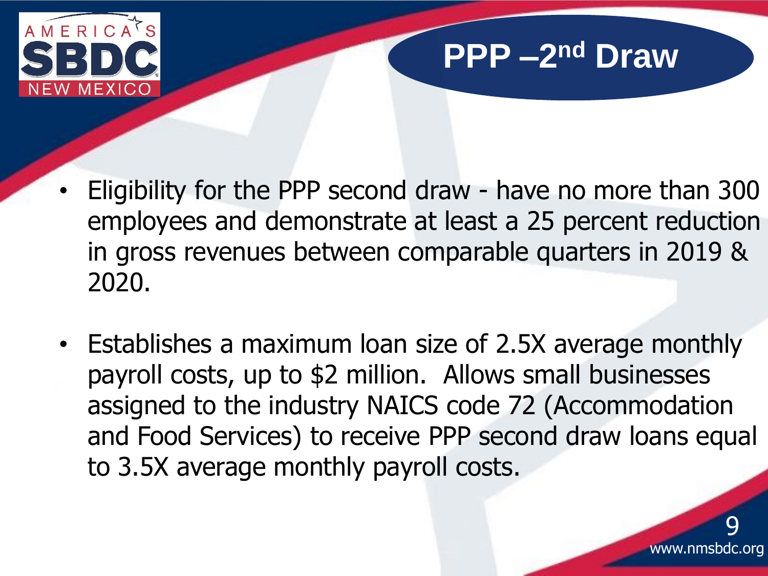# PPP –2nd Draw

- Eligibility for the PPP second draw - have no more than 300 employees and demonstrate at least a 25 percent reduction in gross revenues between comparable quarters in 2019 & 2020.
- Establishes a maximum loan size of 2.5X average monthly payroll costs, up to $2 million. Allows small businesses assigned to the industry NAICS code 72 (Accommodation and Food Services) to receive PPP second draw loans equal to 3.5X average monthly payroll costs.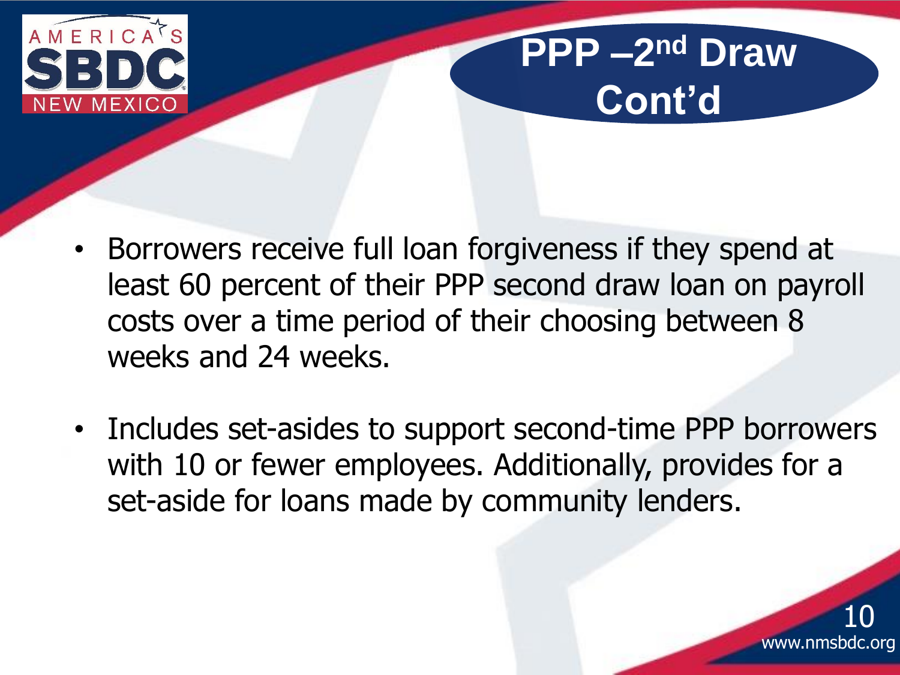# PPP –2nd Draw Cont'd

- Borrowers receive full loan forgiveness if they spend at least 60 percent of their PPP second draw loan on payroll costs over a time period of their choosing between 8 weeks and 24 weeks.
- Includes set-asides to support second-time PPP borrowers with 10 or fewer employees. Additionally, provides for a set-aside for loans made by community lenders.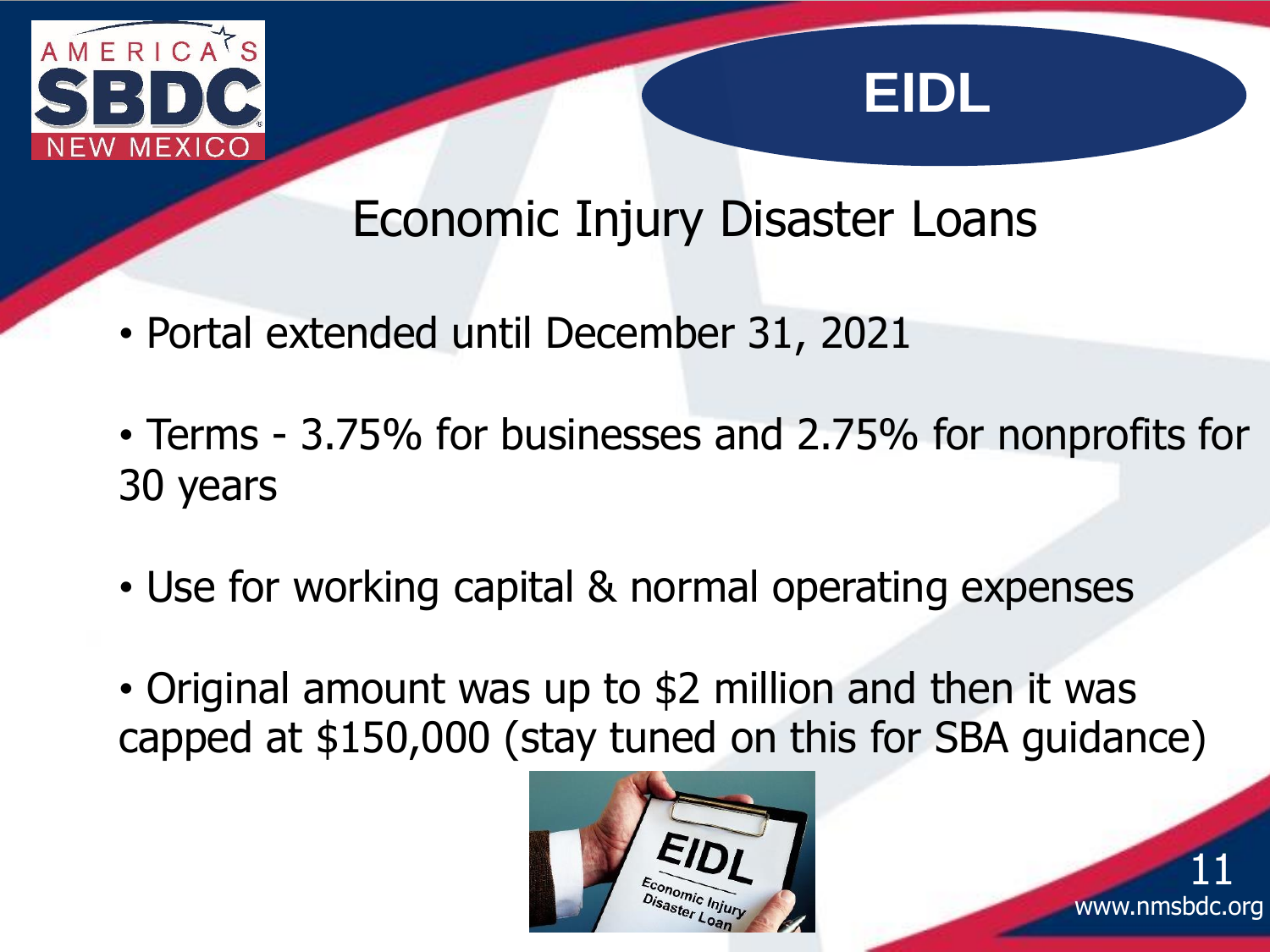# EIDL

## Economic Injury Disaster Loans

- Portal extended until December 31, 2021
- Terms - 3.75% for businesses and 2.75% for nonprofits for 30 years
- Use for working capital & normal operating expenses
- Original amount was up to $2 million and then it was capped at $150,000 (stay tuned on this for SBA guidance)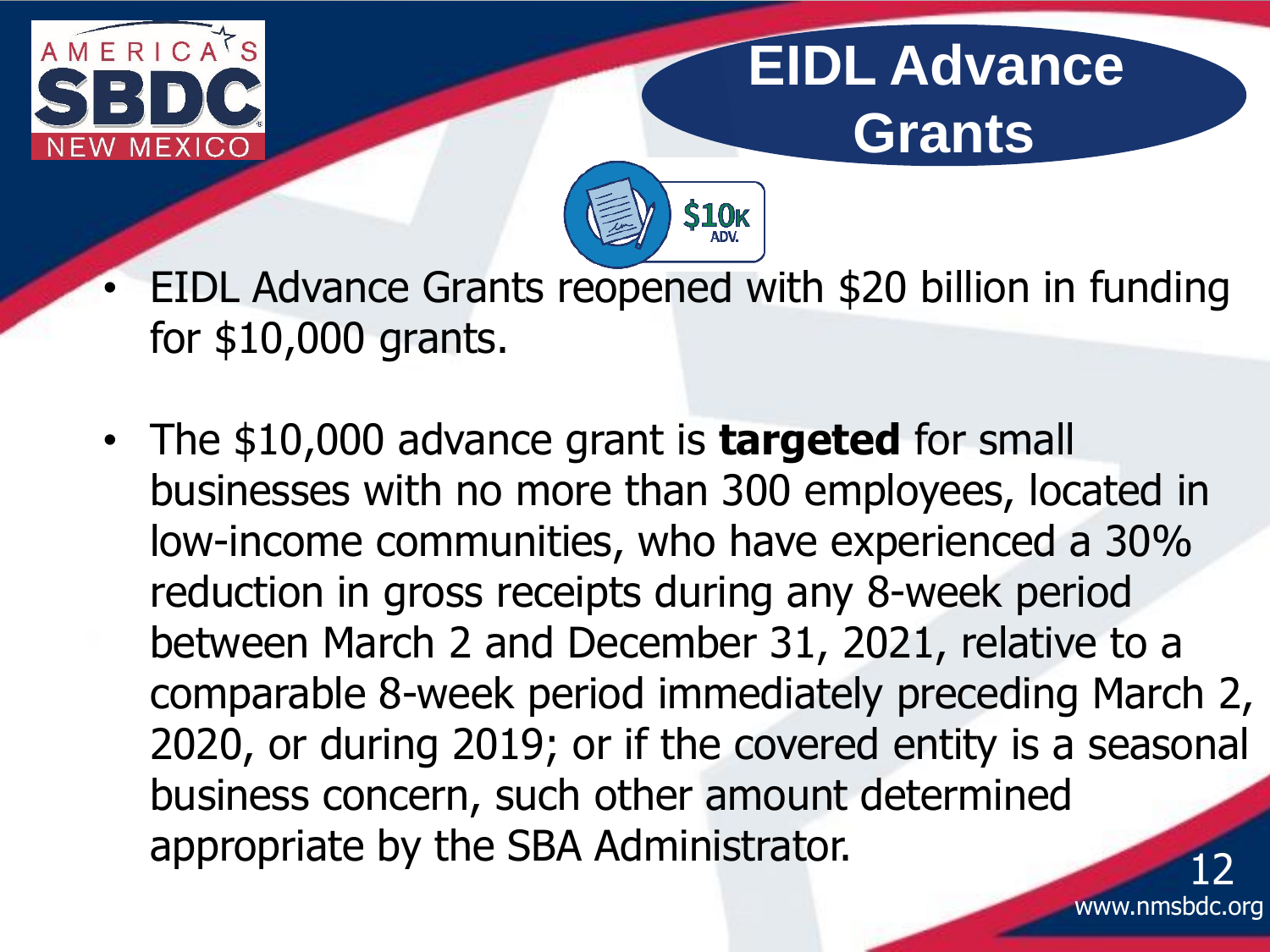# EIDL Advance Grants

- EIDL Advance Grants reopened with $20 billion in funding for $10,000 grants.
- The $10,000 advance grant is **targeted** for small businesses with no more than 300 employees, located in low-income communities, who have experienced a 30% reduction in gross receipts during any 8-week period between March 2 and December 31, 2021, relative to a comparable 8-week period immediately preceding March 2, 2020, or during 2019; or if the covered entity is a seasonal business concern, such other amount determined appropriate by the SBA Administrator.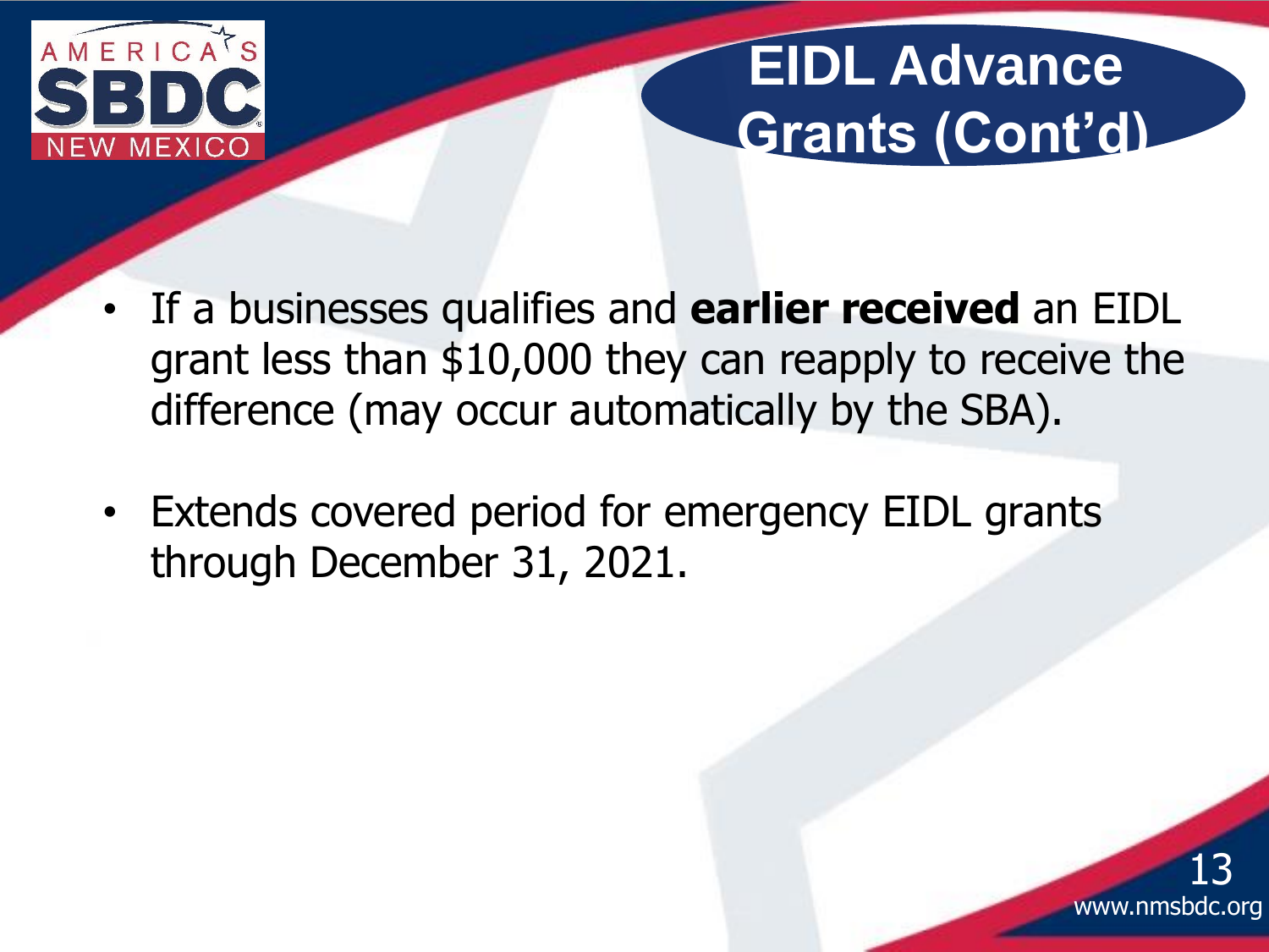# EIDL Advance Grants (Cont'd)

- If a businesses qualifies and **earlier received** an EIDL grant less than $10,000 they can reapply to receive the difference (may occur automatically by the SBA).
- Extends covered period for emergency EIDL grants through December 31, 2021.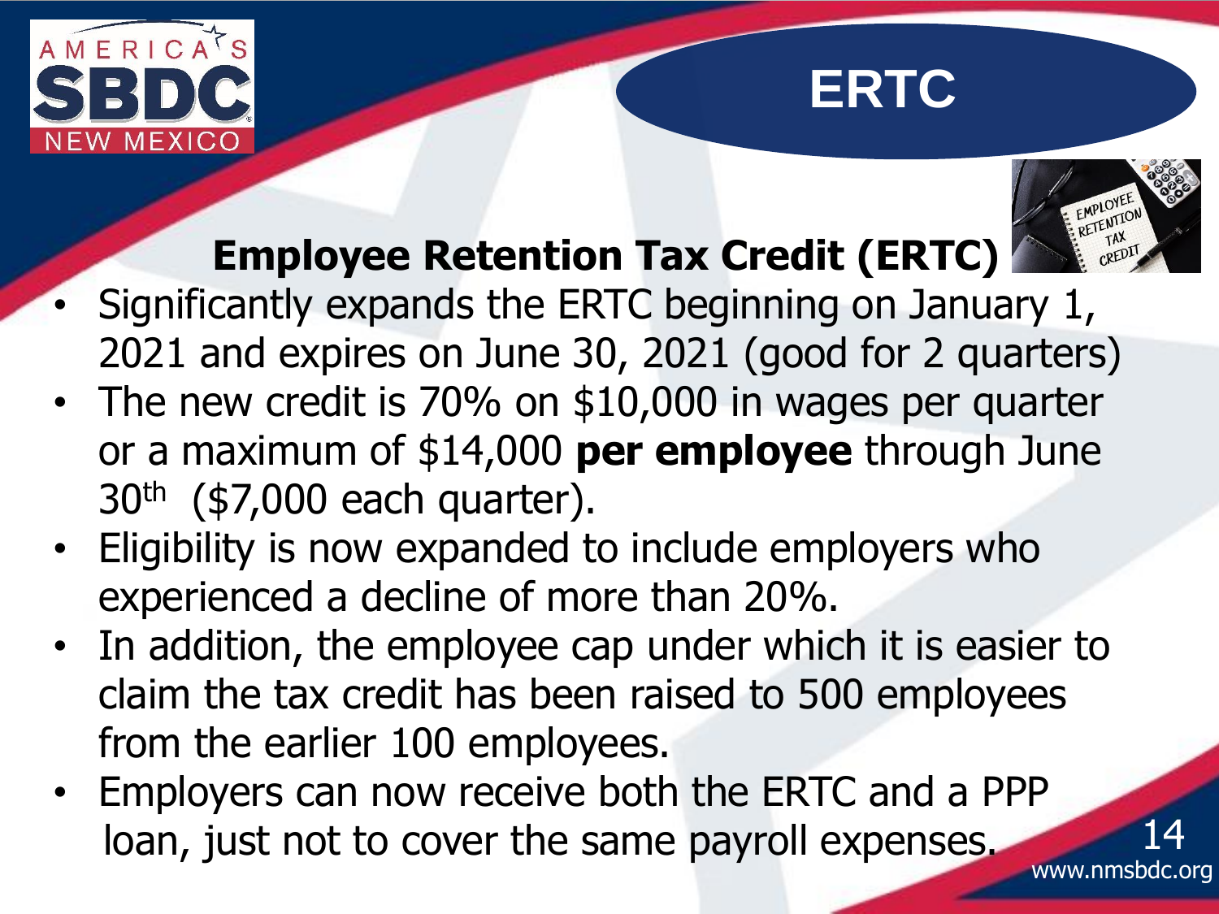# ERTC

## Employee Retention Tax Credit (ERTC)

- Significantly expands the ERTC beginning on January 1, 2021 and expires on June 30, 2021 (good for 2 quarters)
- The new credit is 70% on $10,000 in wages per quarter or a maximum of $14,000 **per employee** through June 30th ($7,000 each quarter).
- Eligibility is now expanded to include employers who experienced a decline of more than 20%.
- In addition, the employee cap under which it is easier to claim the tax credit has been raised to 500 employees from the earlier 100 employees.
- Employers can now receive both the ERTC and a PPP loan, just not to cover the same payroll expenses.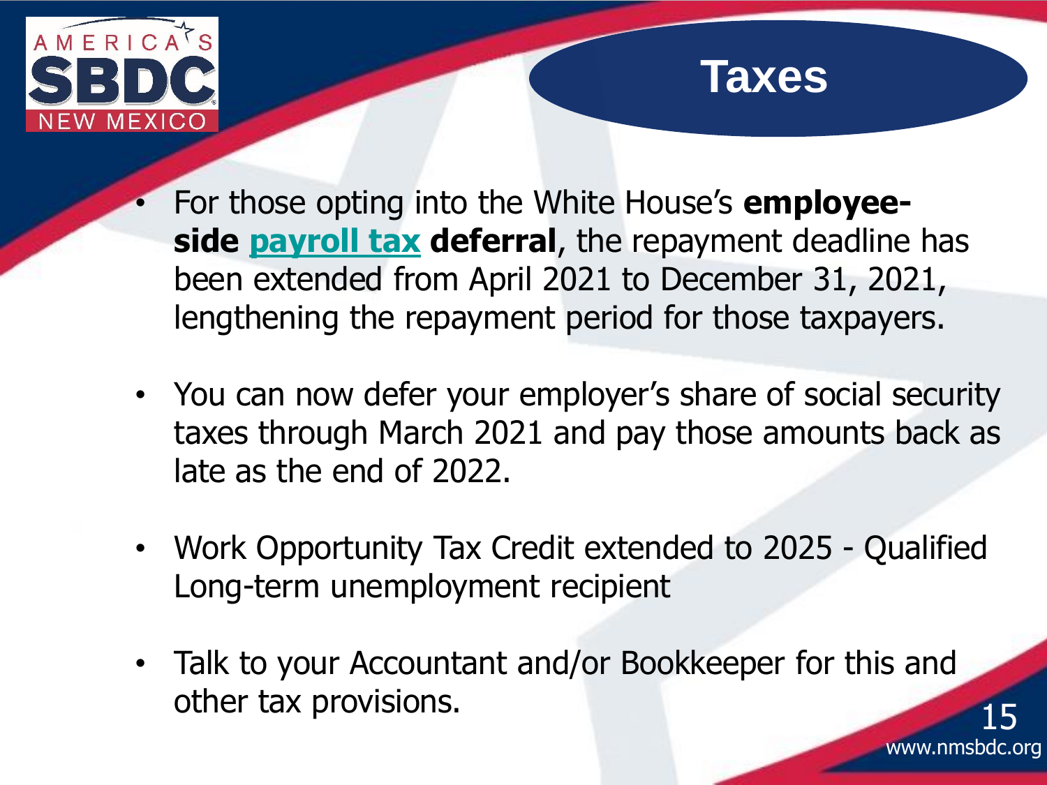# Taxes

- For those opting into the White House's **employee-side payroll tax deferral**, the repayment deadline has been extended from April 2021 to December 31, 2021, lengthening the repayment period for those taxpayers.
- You can now defer your employer's share of social security taxes through March 2021 and pay those amounts back as late as the end of 2022.
- Work Opportunity Tax Credit extended to 2025 - Qualified Long-term unemployment recipient
- Talk to your Accountant and/or Bookkeeper for this and other tax provisions.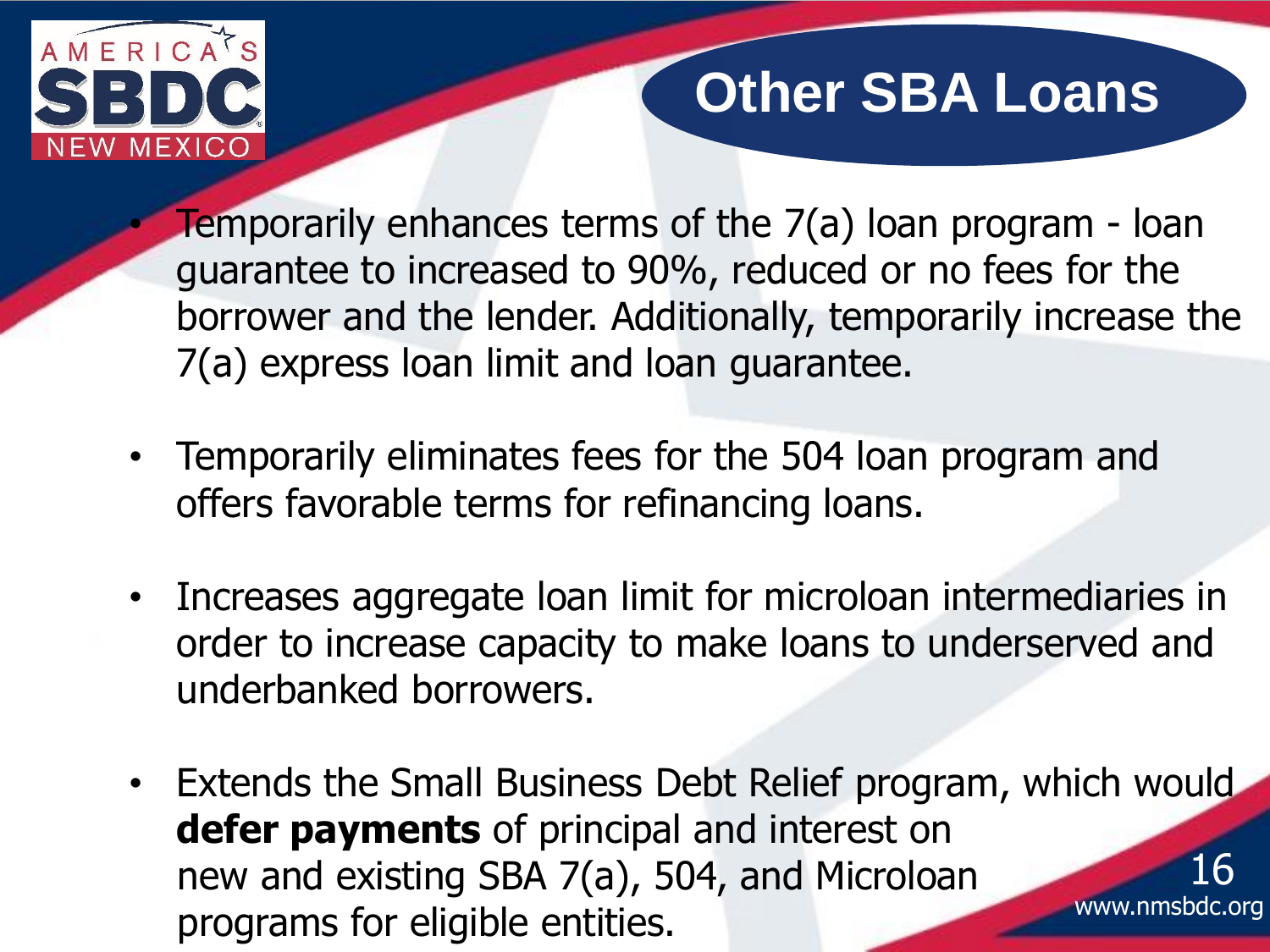# Other SBA Loans

- Temporarily enhances terms of the 7(a) loan program - loan guarantee to increased to 90%, reduced or no fees for the borrower and the lender. Additionally, temporarily increase the 7(a) express loan limit and loan guarantee.

- Temporarily eliminates fees for the 504 loan program and offers favorable terms for refinancing loans.

- Increases aggregate loan limit for microloan intermediaries in order to increase capacity to make loans to underserved and underbanked borrowers.

- Extends the Small Business Debt Relief program, which would **defer payments** of principal and interest on new and existing SBA 7(a), 504, and Microloan programs for eligible entities.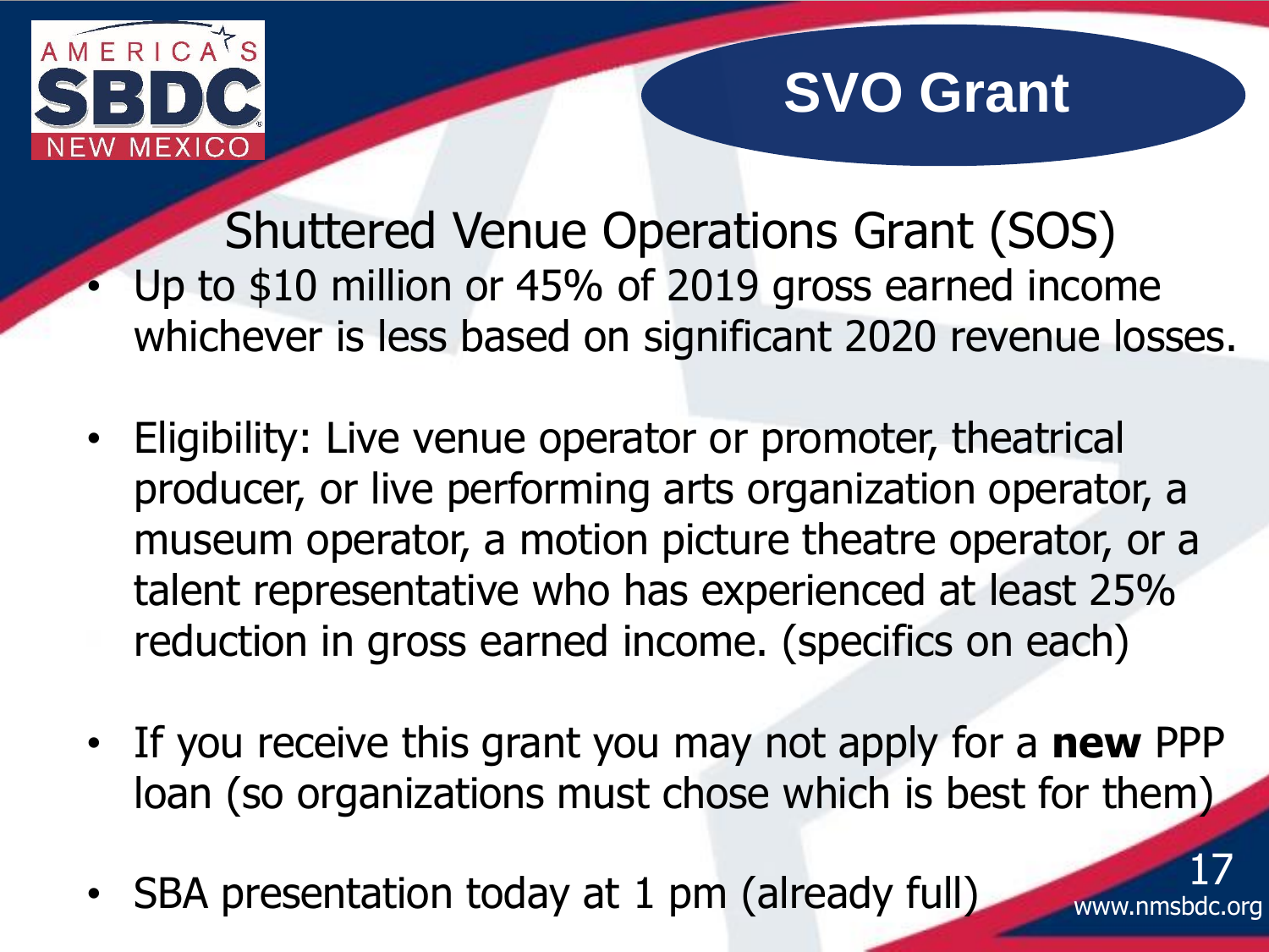# SVO Grant

## Shuttered Venue Operations Grant (SOS)

- Up to $10 million or 45% of 2019 gross earned income whichever is less based on significant 2020 revenue losses.
- Eligibility: Live venue operator or promoter, theatrical producer, or live performing arts organization operator, a museum operator, a motion picture theatre operator, or a talent representative who has experienced at least 25% reduction in gross earned income. (specifics on each)
- If you receive this grant you may not apply for a **new** PPP loan (so organizations must chose which is best for them)
- SBA presentation today at 1 pm (already full)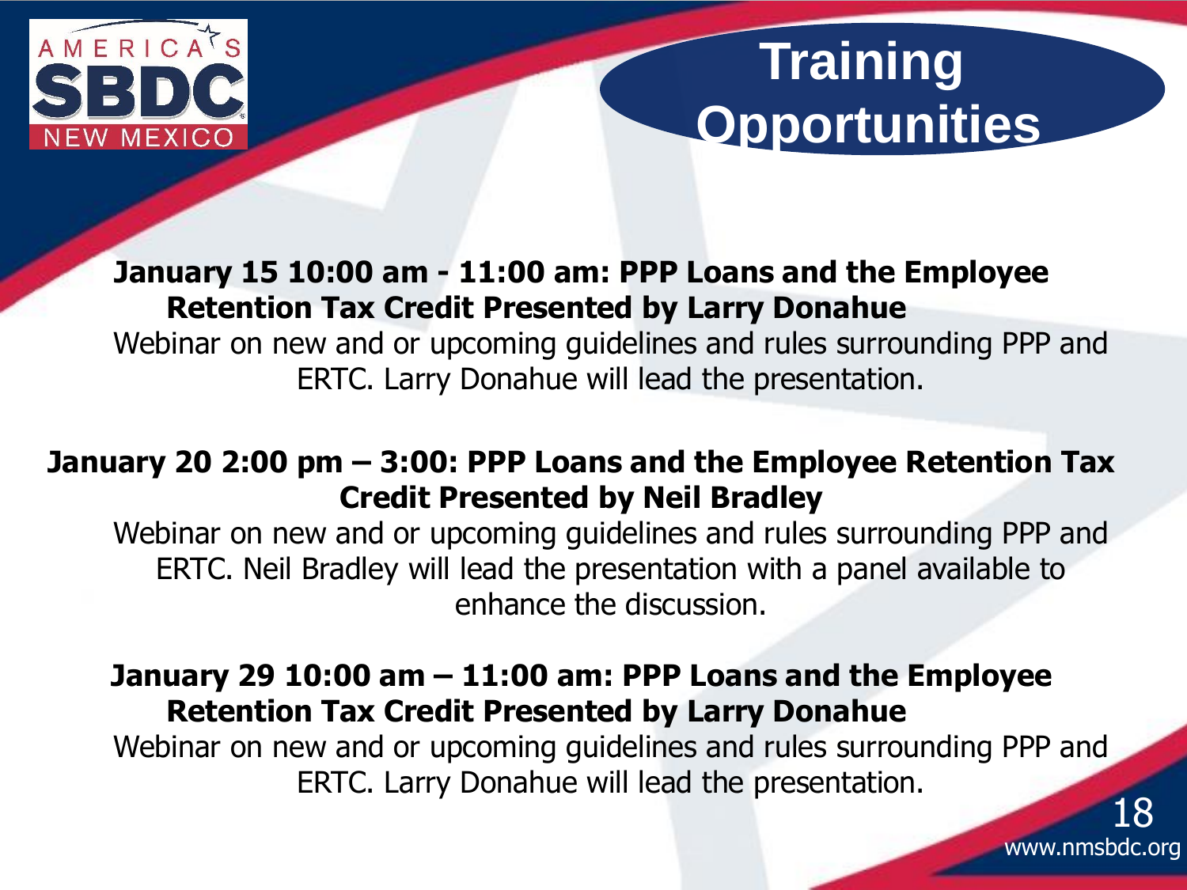# Training Opportunities

**January 15 10:00 am - 11:00 am: PPP Loans and the Employee Retention Tax Credit Presented by Larry Donahue**

Webinar on new and or upcoming guidelines and rules surrounding PPP and ERTC. Larry Donahue will lead the presentation.

**January 20 2:00 pm – 3:00: PPP Loans and the Employee Retention Tax Credit Presented by Neil Bradley**

Webinar on new and or upcoming guidelines and rules surrounding PPP and ERTC. Neil Bradley will lead the presentation with a panel available to enhance the discussion.

**January 29 10:00 am – 11:00 am: PPP Loans and the Employee Retention Tax Credit Presented by Larry Donahue**

Webinar on new and or upcoming guidelines and rules surrounding PPP and ERTC. Larry Donahue will lead the presentation.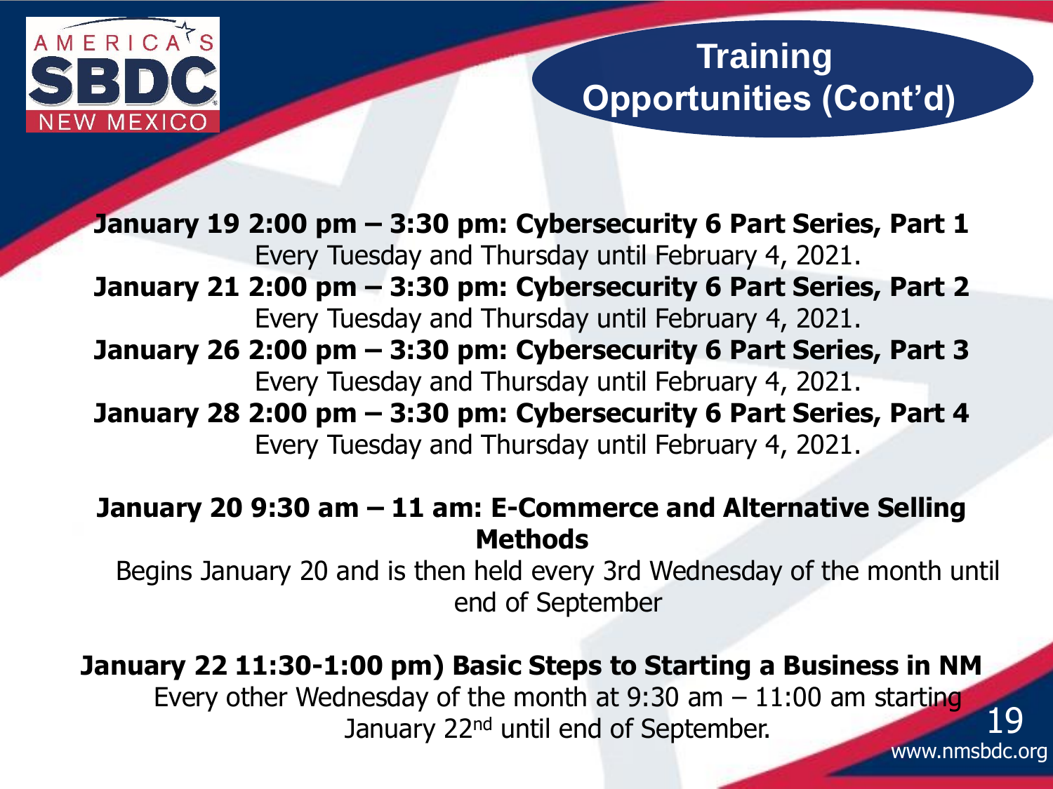# Training Opportunities (Cont'd)

**January 19 2:00 pm – 3:30 pm: Cybersecurity 6 Part Series, Part 1**
Every Tuesday and Thursday until February 4, 2021.

**January 21 2:00 pm – 3:30 pm: Cybersecurity 6 Part Series, Part 2**
Every Tuesday and Thursday until February 4, 2021.

**January 26 2:00 pm – 3:30 pm: Cybersecurity 6 Part Series, Part 3**
Every Tuesday and Thursday until February 4, 2021.

**January 28 2:00 pm – 3:30 pm: Cybersecurity 6 Part Series, Part 4**
Every Tuesday and Thursday until February 4, 2021.

**January 20 9:30 am – 11 am: E-Commerce and Alternative Selling Methods**
Begins January 20 and is then held every 3rd Wednesday of the month until end of September

**January 22 11:30-1:00 pm) Basic Steps to Starting a Business in NM**
Every other Wednesday of the month at 9:30 am – 11:00 am starting January 22nd until end of September.

www.nmsbdc.org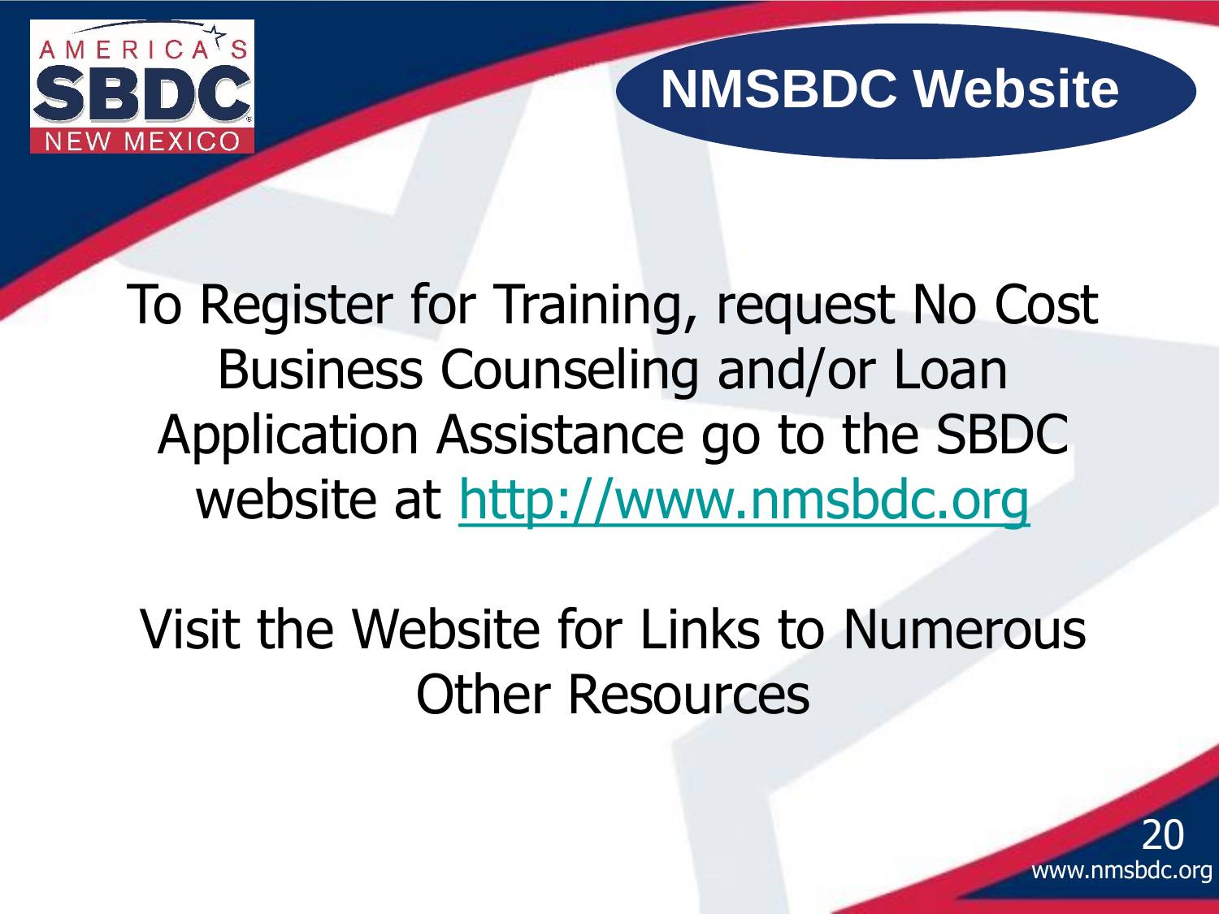# NMSBDC Website

To Register for Training, request No Cost Business Counseling and/or Loan Application Assistance go to the SBDC website at [http://www.nmsbdc.org](http://www.nmsbdc.org)

Visit the Website for Links to Numerous Other Resources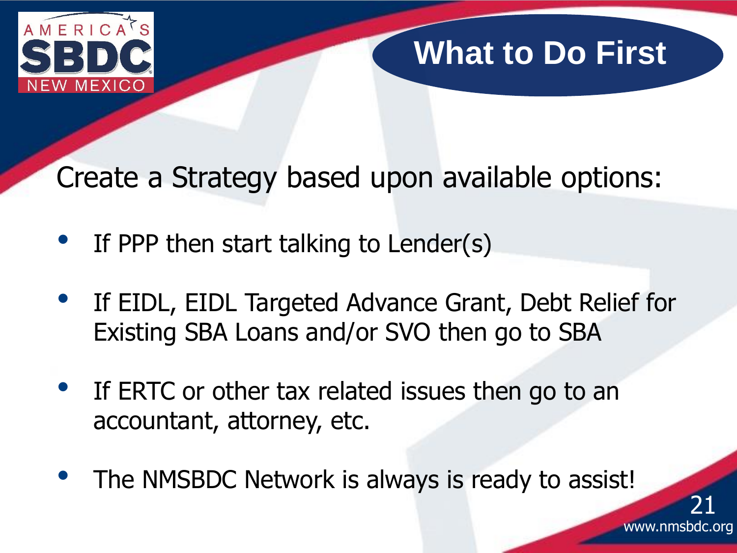# What to Do First

Create a Strategy based upon available options:

- If PPP then start talking to Lender(s)
- If EIDL, EIDL Targeted Advance Grant, Debt Relief for Existing SBA Loans and/or SVO then go to SBA
- If ERTC or other tax related issues then go to an accountant, attorney, etc.
- The NMSBDC Network is always is ready to assist!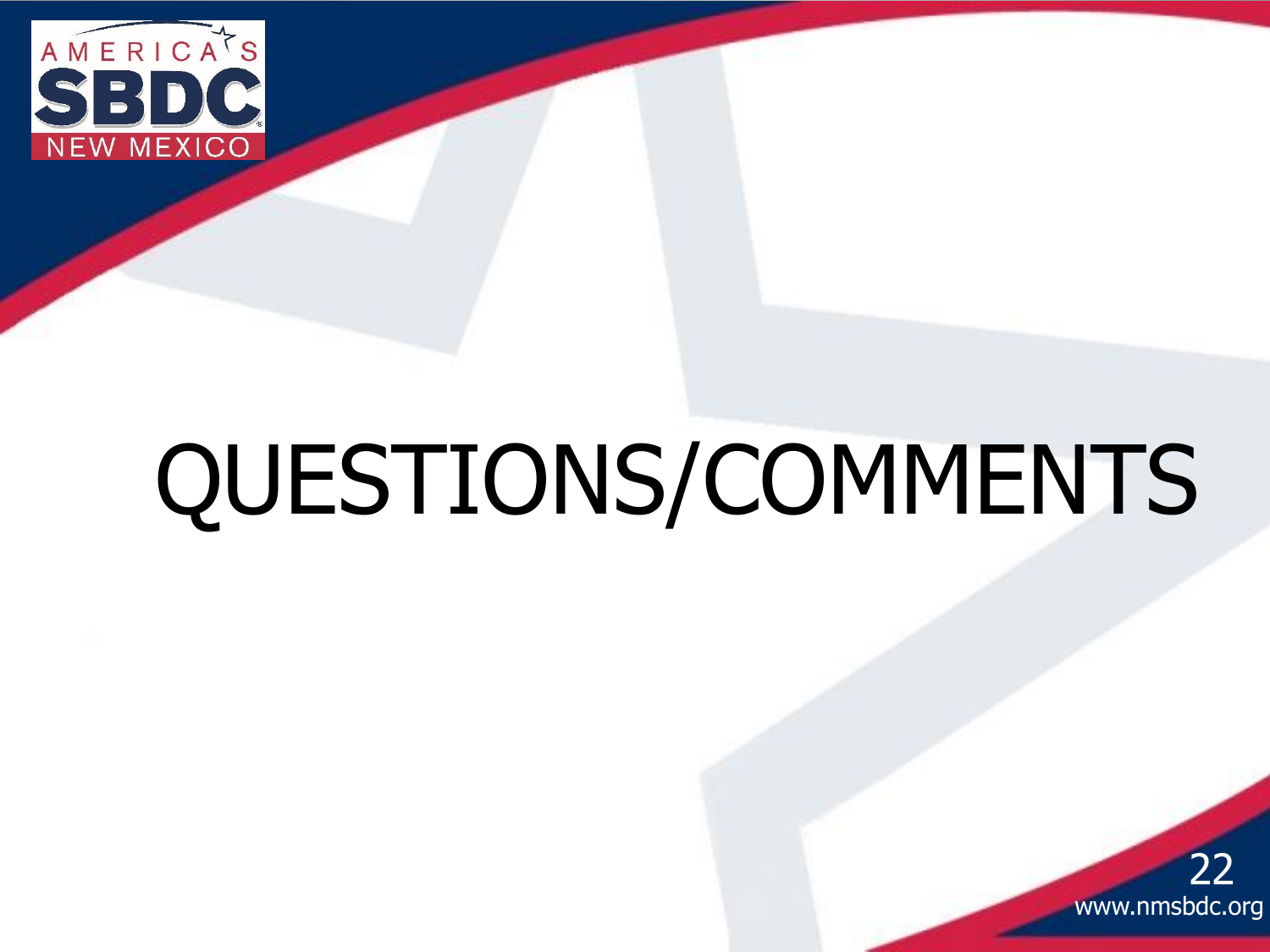# QUESTIONS/COMMENTS